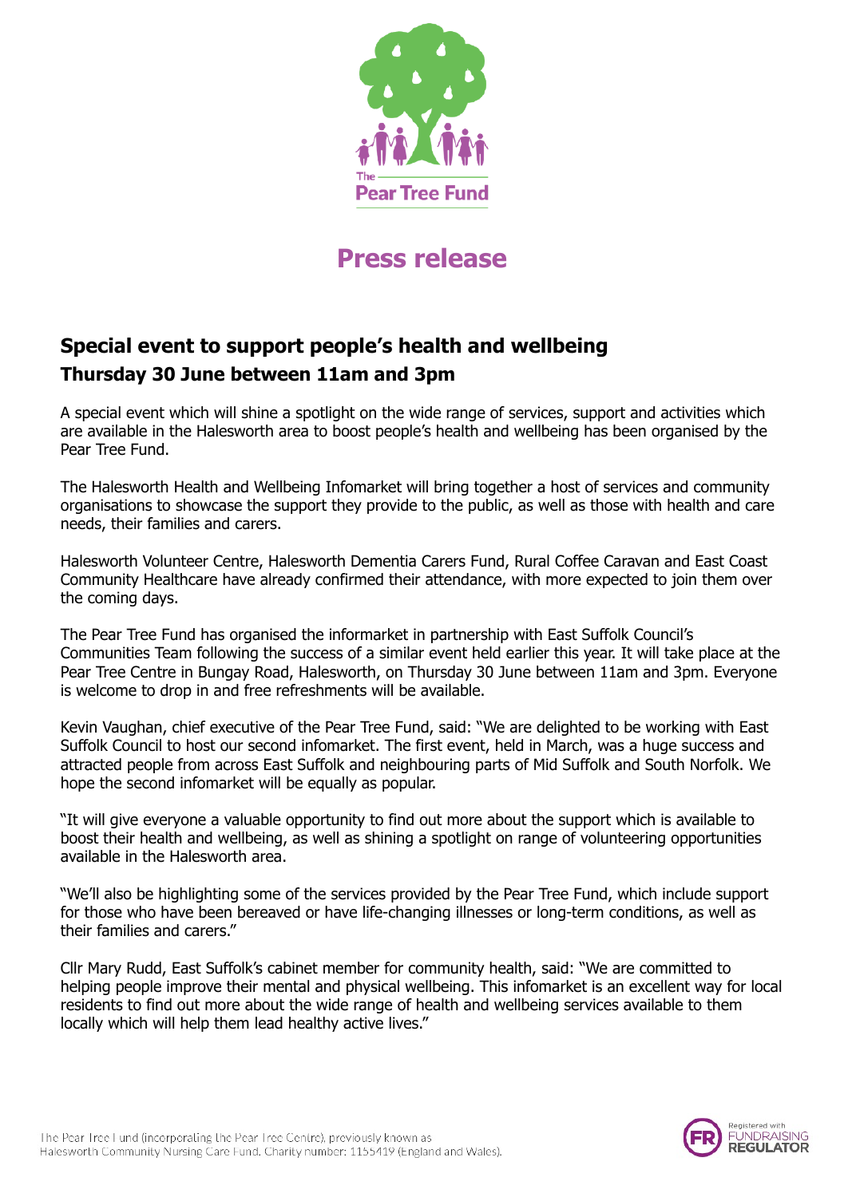# Press release

## Special event to support people's health and wellbeing

### Thursday 30 June between 11am and 3pm

A special event which will shine a spotlight on the wide range of services, support and activities which are available in the Halesworth area to boost people's health and wellbeing has been organised by the Pear Tree Fund.

The Halesworth Health and Wellbeing Infomarket will bring together a host of services and community organisations to showcase the support they provide to the public, as well as those with health and care needs, their families and carers.

Halesworth Volunteer Centre, Halesworth Dementia Carers Fund, Rural Coffee Caravan and East Coast Community Healthcare have already confirmed their attendance, with more expected to join them over the coming days.

The Pear Tree Fund has organised the informarket in partnership with East Suffolk Council's Communities Team following the success of a similar event held earlier this year. It will take place at the Pear Tree Centre in Bungay Road, Halesworth, on Thursday 30 June between 11am and 3pm. Everyone is welcome to drop in and free refreshments will be available.

Kevin Vaughan, chief executive of the Pear Tree Fund, said: "We are delighted to be working with East Suffolk Council to host our second infomarket. The first event, held in March, was a huge success and attracted people from across East Suffolk and neighbouring parts of Mid Suffolk and South Norfolk. We hope the second infomarket will be equally as popular.

"It will give everyone a valuable opportunity to find out more about the support which is available to boost their health and wellbeing, as well as shining a spotlight on range of volunteering opportunities available in the Halesworth area.

"We'll also be highlighting some of the services provided by the Pear Tree Fund, which include support for those who have been bereaved or have life-changing illnesses or long-term conditions, as well as their families and carers."

Cllr Mary Rudd, East Suffolk's cabinet member for community health, said: "We are committed to helping people improve their mental and physical wellbeing. This infomarket is an excellent way for local residents to find out more about the wide range of health and wellbeing services available to them locally which will help them lead healthy active lives."

The Pear Tree Fund (incorporating the Pear Tree Centre), previously known as Halesworth Community Nursing Care Fund. Charity number: 1155419 (England and Wales).

Registered with FUNDRAISING REGULATOR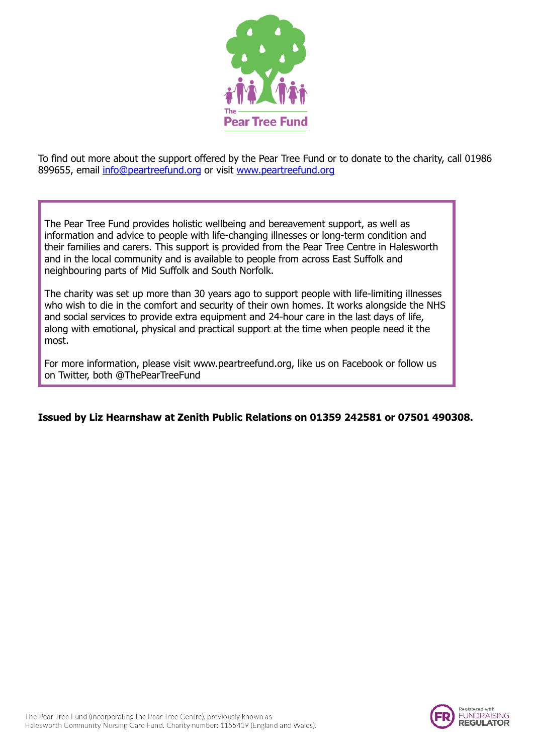The Pear Tree Fund

To find out more about the support offered by the Pear Tree Fund or to donate to the charity, call 01986 899655, email info@peartreefund.org or visit www.peartreefund.org

The Pear Tree Fund provides holistic wellbeing and bereavement support, as well as information and advice to people with life-changing illnesses or long-term condition and their families and carers. This support is provided from the Pear Tree Centre in Halesworth and in the local community and is available to people from across East Suffolk and neighbouring parts of Mid Suffolk and South Norfolk.

The charity was set up more than 30 years ago to support people with life-limiting illnesses who wish to die in the comfort and security of their own homes. It works alongside the NHS and social services to provide extra equipment and 24-hour care in the last days of life, along with emotional, physical and practical support at the time when people need it the most.

For more information, please visit www.peartreefund.org, like us on Facebook or follow us on Twitter, both @ThePearTreeFund

**Issued by Liz Hearnshaw at Zenith Public Relations on 01359 242581 or 07501 490308.**

The Pear Tree Fund (incorporating the Pear Tree Centre), previously known as Halesworth Community Nursing Care Fund. Charity number: 1155419 (England and Wales).

Registered with FUNDRAISING REGULATOR